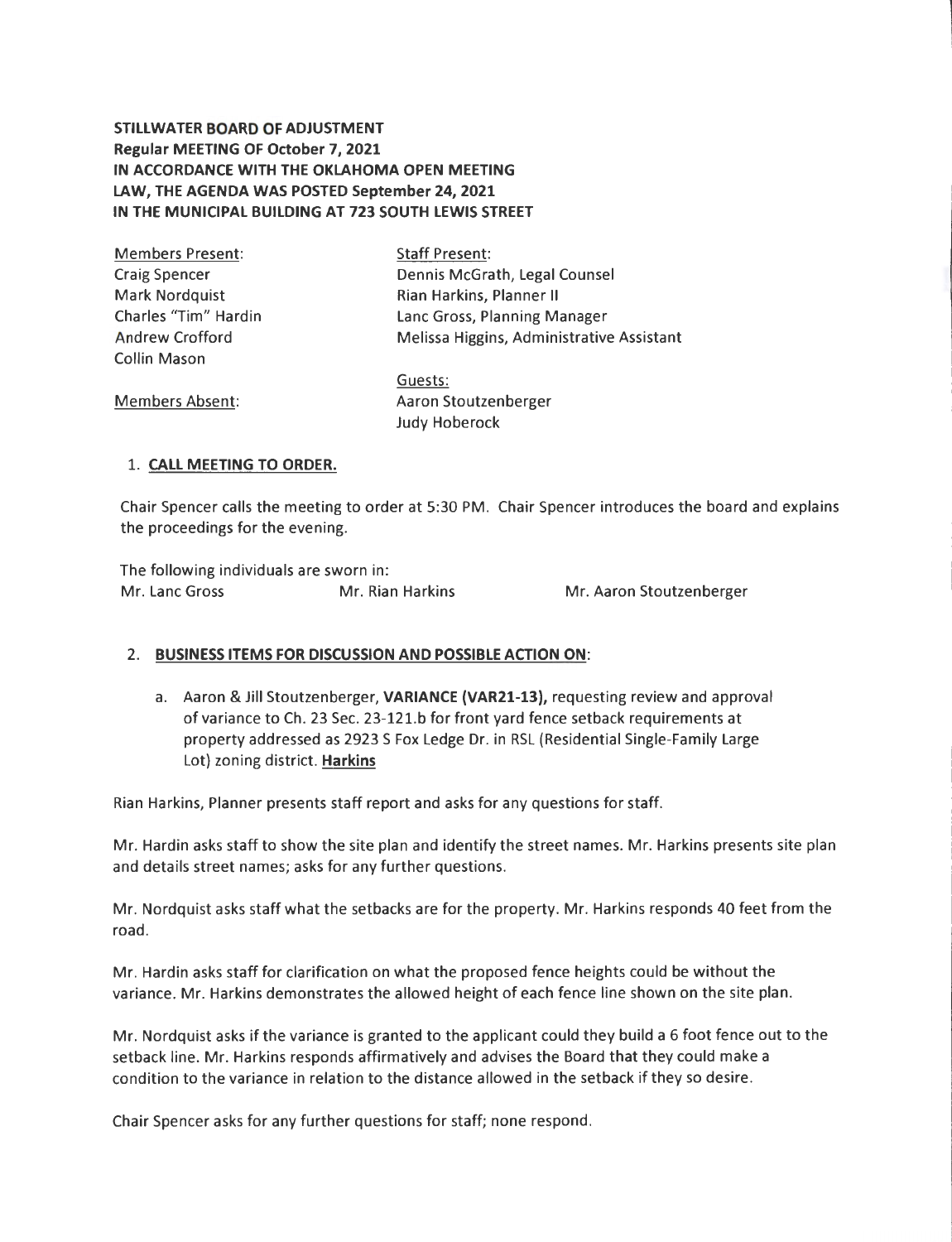**STILLWATER BOARD OF ADJUSTMENT**
**Regular MEETING OF October 7, 2021**
**IN ACCORDANCE WITH THE OKLAHOMA OPEN MEETING LAW, THE AGENDA WAS POSTED September 24, 2021 IN THE MUNICIPAL BUILDING AT 723 SOUTH LEWIS STREET**

| | |
|---|---|
| Members Present: | Staff Present: |
| Craig Spencer | Dennis McGrath, Legal Counsel |
| Mark Nordquist | Rian Harkins, Planner II |
| Charles "Tim" Hardin | Lanc Gross, Planning Manager |
| Andrew Crofford | Melissa Higgins, Administrative Assistant |
| Collin Mason | |
| | Guests: |
| Members Absent: | Aaron Stoutzenberger |
| | Judy Hoberock |

1. **CALL MEETING TO ORDER.**

Chair Spencer calls the meeting to order at 5:30 PM. Chair Spencer introduces the board and explains the proceedings for the evening.

The following individuals are sworn in:
Mr. Lanc Gross    Mr. Rian Harkins    Mr. Aaron Stoutzenberger

2. **BUSINESS ITEMS FOR DISCUSSION AND POSSIBLE ACTION ON:**

   a. Aaron & Jill Stoutzenberger, **VARIANCE (VAR21-13),** requesting review and approval of variance to Ch. 23 Sec. 23-121.b for front yard fence setback requirements at property addressed as 2923 S Fox Ledge Dr. in RSL (Residential Single-Family Large Lot) zoning district. **Harkins**

Rian Harkins, Planner presents staff report and asks for any questions for staff.

Mr. Hardin asks staff to show the site plan and identify the street names. Mr. Harkins presents site plan and details street names; asks for any further questions.

Mr. Nordquist asks staff what the setbacks are for the property. Mr. Harkins responds 40 feet from the road.

Mr. Hardin asks staff for clarification on what the proposed fence heights could be without the variance. Mr. Harkins demonstrates the allowed height of each fence line shown on the site plan.

Mr. Nordquist asks if the variance is granted to the applicant could they build a 6 foot fence out to the setback line. Mr. Harkins responds affirmatively and advises the Board that they could make a condition to the variance in relation to the distance allowed in the setback if they so desire.

Chair Spencer asks for any further questions for staff; none respond.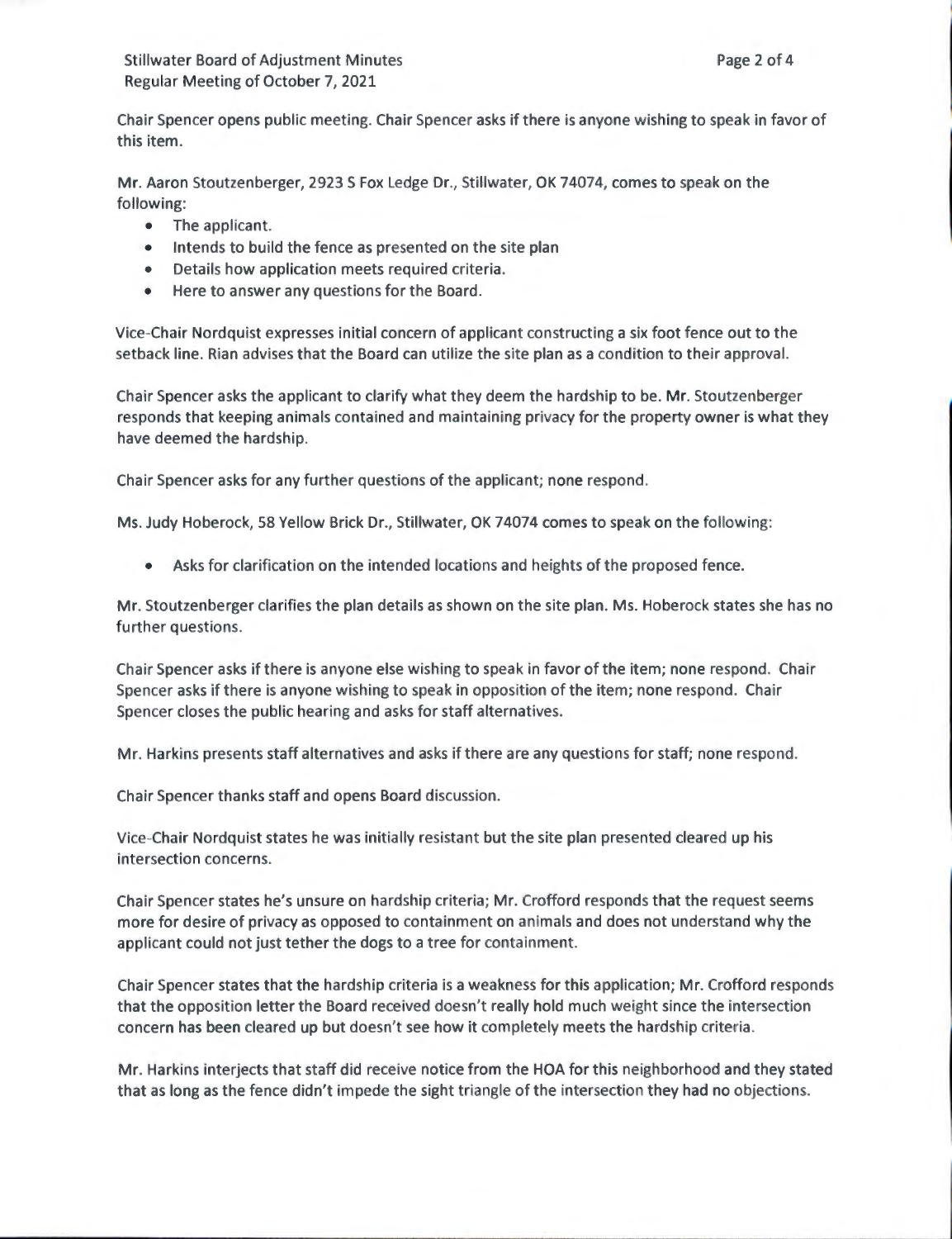Chair Spencer opens public meeting. Chair Spencer asks if there is anyone wishing to speak in favor of this item.

Mr. Aaron Stoutzenberger, 2923 S Fox Ledge Dr., Stillwater, OK 74074, comes to speak on the following:

- The applicant.
- Intends to build the fence as presented on the site plan
- Details how application meets required criteria.
- Here to answer any questions for the Board.

Vice-Chair Nordquist expresses initial concern of applicant constructing a six foot fence out to the setback line. Rian advises that the Board can utilize the site plan as a condition to their approval.

Chair Spencer asks the applicant to clarify what they deem the hardship to be. Mr. Stoutzenberger responds that keeping animals contained and maintaining privacy for the property owner is what they have deemed the hardship.

Chair Spencer asks for any further questions of the applicant; none respond.

Ms. Judy Hoberock, 58 Yellow Brick Dr., Stillwater, OK 74074 comes to speak on the following:

- Asks for clarification on the intended locations and heights of the proposed fence.

Mr. Stoutzenberger clarifies the plan details as shown on the site plan. Ms. Hoberock states she has no further questions.

Chair Spencer asks if there is anyone else wishing to speak in favor of the item; none respond. Chair Spencer asks if there is anyone wishing to speak in opposition of the item; none respond. Chair Spencer closes the public hearing and asks for staff alternatives.

Mr. Harkins presents staff alternatives and asks if there are any questions for staff; none respond.

Chair Spencer thanks staff and opens Board discussion.

Vice-Chair Nordquist states he was initially resistant but the site plan presented cleared up his intersection concerns.

Chair Spencer states he's unsure on hardship criteria; Mr. Crofford responds that the request seems more for desire of privacy as opposed to containment on animals and does not understand why the applicant could not just tether the dogs to a tree for containment.

Chair Spencer states that the hardship criteria is a weakness for this application; Mr. Crofford responds that the opposition letter the Board received doesn't really hold much weight since the intersection concern has been cleared up but doesn't see how it completely meets the hardship criteria.

Mr. Harkins interjects that staff did receive notice from the HOA for this neighborhood and they stated that as long as the fence didn't impede the sight triangle of the intersection they had no objections.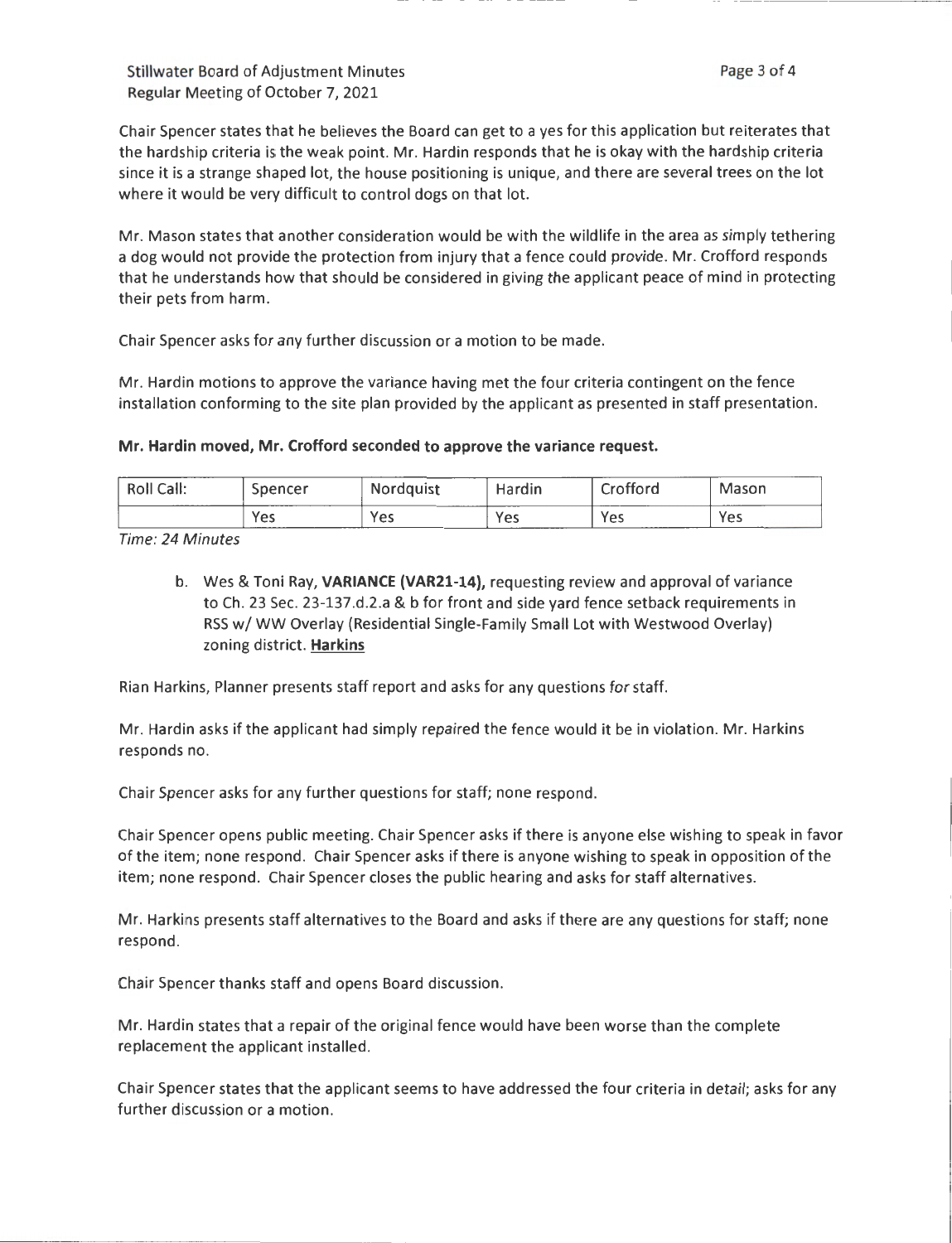Chair Spencer states that he believes the Board can get to a yes for this application but reiterates that the hardship criteria is the weak point. Mr. Hardin responds that he is okay with the hardship criteria since it is a strange shaped lot, the house positioning is unique, and there are several trees on the lot where it would be very difficult to control dogs on that lot.

Mr. Mason states that another consideration would be with the wildlife in the area as simply tethering a dog would not provide the protection from injury that a fence could provide. Mr. Crofford responds that he understands how that should be considered in giving the applicant peace of mind in protecting their pets from harm.

Chair Spencer asks for any further discussion or a motion to be made.

Mr. Hardin motions to approve the variance having met the four criteria contingent on the fence installation conforming to the site plan provided by the applicant as presented in staff presentation.

**Mr. Hardin moved, Mr. Crofford seconded to approve the variance request.**

| Roll Call: | Spencer | Nordquist | Hardin | Crofford | Mason |
|---|---|---|---|---|---|
| | Yes | Yes | Yes | Yes | Yes |

*Time: 24 Minutes*

b. Wes & Toni Ray, **VARIANCE (VAR21-14),** requesting review and approval of variance to Ch. 23 Sec. 23-137.d.2.a & b for front and side yard fence setback requirements in RSS w/ WW Overlay (Residential Single-Family Small Lot with Westwood Overlay) zoning district. **Harkins**

Rian Harkins, Planner presents staff report and asks for any questions for staff.

Mr. Hardin asks if the applicant had simply repaired the fence would it be in violation. Mr. Harkins responds no.

Chair Spencer asks for any further questions for staff; none respond.

Chair Spencer opens public meeting. Chair Spencer asks if there is anyone else wishing to speak in favor of the item; none respond. Chair Spencer asks if there is anyone wishing to speak in opposition of the item; none respond. Chair Spencer closes the public hearing and asks for staff alternatives.

Mr. Harkins presents staff alternatives to the Board and asks if there are any questions for staff; none respond.

Chair Spencer thanks staff and opens Board discussion.

Mr. Hardin states that a repair of the original fence would have been worse than the complete replacement the applicant installed.

Chair Spencer states that the applicant seems to have addressed the four criteria in detail; asks for any further discussion or a motion.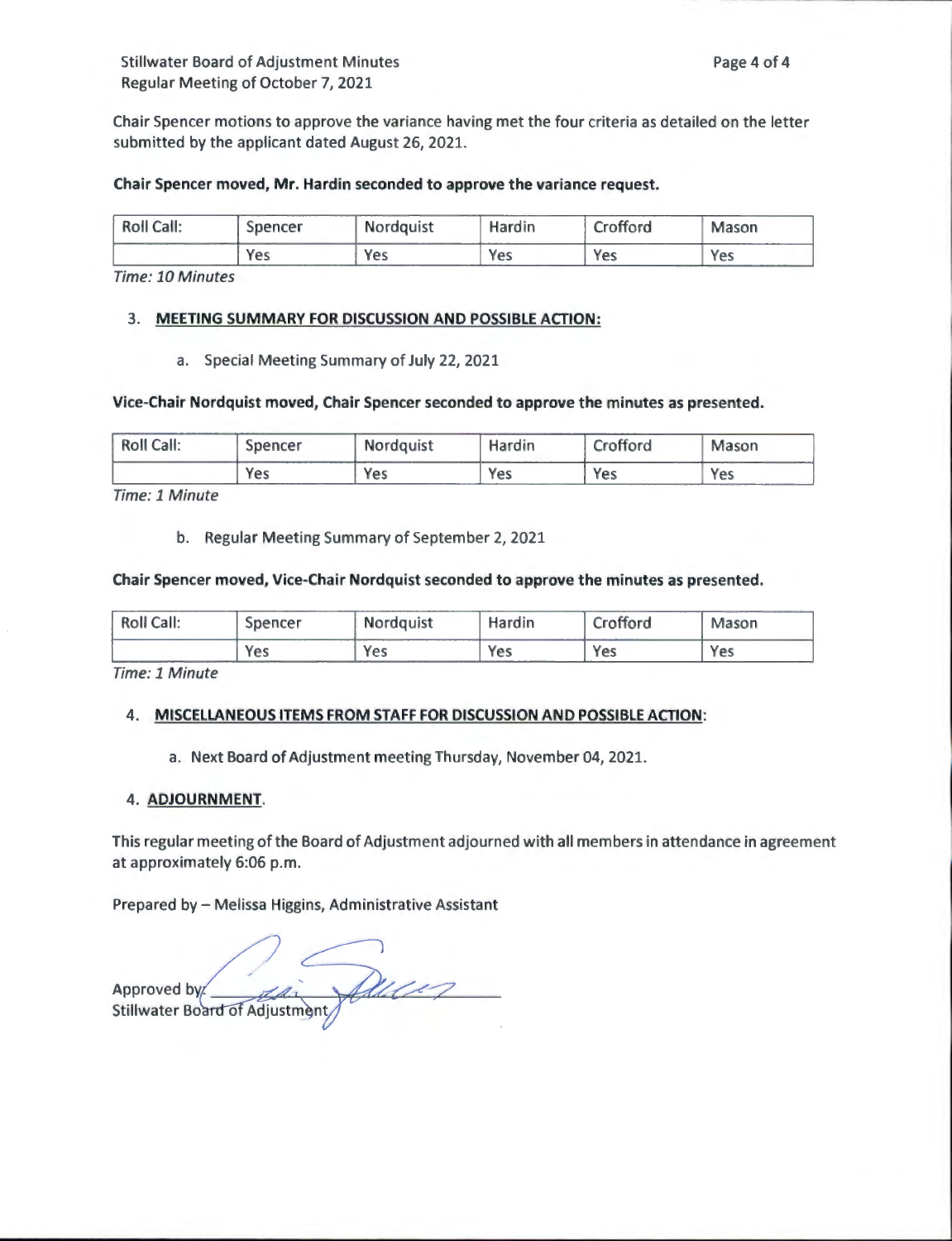Chair Spencer motions to approve the variance having met the four criteria as detailed on the letter submitted by the applicant dated August 26, 2021.

**Chair Spencer moved, Mr. Hardin seconded to approve the variance request.**

| Roll Call: | Spencer | Nordquist | Hardin | Crofford | Mason |
|---|---|---|---|---|---|
| | Yes | Yes | Yes | Yes | Yes |

*Time: 10 Minutes*

3. **MEETING SUMMARY FOR DISCUSSION AND POSSIBLE ACTION:**

    a. Special Meeting Summary of July 22, 2021

**Vice-Chair Nordquist moved, Chair Spencer seconded to approve the minutes as presented.**

| Roll Call: | Spencer | Nordquist | Hardin | Crofford | Mason |
|---|---|---|---|---|---|
| | Yes | Yes | Yes | Yes | Yes |

*Time: 1 Minute*

    b. Regular Meeting Summary of September 2, 2021

**Chair Spencer moved, Vice-Chair Nordquist seconded to approve the minutes as presented.**

| Roll Call: | Spencer | Nordquist | Hardin | Crofford | Mason |
|---|---|---|---|---|---|
| | Yes | Yes | Yes | Yes | Yes |

*Time: 1 Minute*

4. **MISCELLANEOUS ITEMS FROM STAFF FOR DISCUSSION AND POSSIBLE ACTION:**

    a. Next Board of Adjustment meeting Thursday, November 04, 2021.

4. **ADJOURNMENT.**

This regular meeting of the Board of Adjustment adjourned with all members in attendance in agreement at approximately 6:06 p.m.

Prepared by – Melissa Higgins, Administrative Assistant

Approved by: ______________________
Stillwater Board of Adjustment